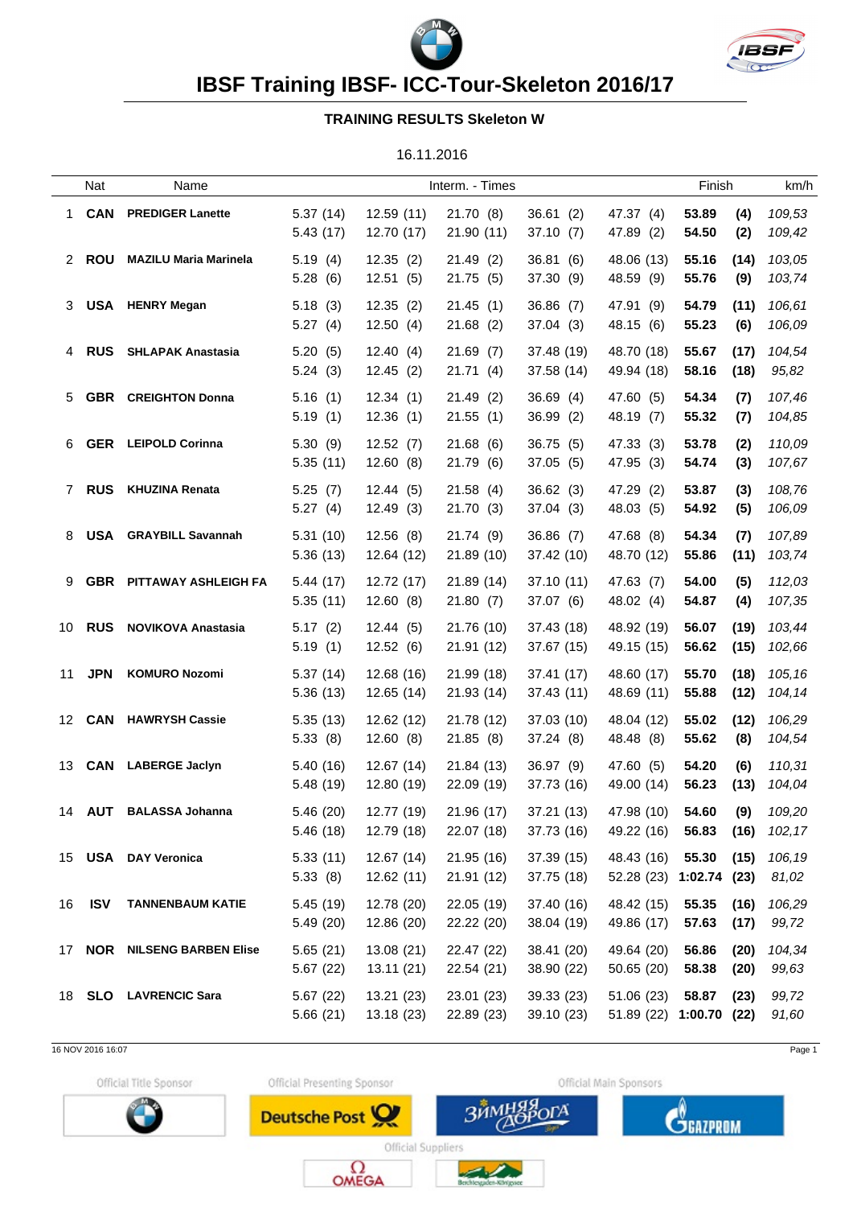# IBSF Training IBSF- ICC-Tour-Skeleton 2016/17

## TRAINING RESULTS Skeleton W

16.11.2016

| | Nat | Name | Interm. - Times | | | | Finish | | km/h |
|---|---|---|---|---|---|---|---|---|---|
| 1 | **CAN** | **PREDIGER Lanette** | 5.37 (14) | 12.59 (11) | 21.70 (8) | 36.61 (2) | 47.37 (4) | **53.89** | **(4)** | *109,53* |
| | | | 5.43 (17) | 12.70 (17) | 21.90 (11) | 37.10 (7) | 47.89 (2) | **54.50** | **(2)** | *109,42* |
| 2 | **ROU** | **MAZILU Maria Marinela** | 5.19 (4) | 12.35 (2) | 21.49 (2) | 36.81 (6) | 48.06 (13) | **55.16** | **(14)** | *103,05* |
| | | | 5.28 (6) | 12.51 (5) | 21.75 (5) | 37.30 (9) | 48.59 (9) | **55.76** | **(9)** | *103,74* |
| 3 | **USA** | **HENRY Megan** | 5.18 (3) | 12.35 (2) | 21.45 (1) | 36.86 (7) | 47.91 (9) | **54.79** | **(11)** | *106,61* |
| | | | 5.27 (4) | 12.50 (4) | 21.68 (2) | 37.04 (3) | 48.15 (6) | **55.23** | **(6)** | *106,09* |
| 4 | **RUS** | **SHLAPAK Anastasia** | 5.20 (5) | 12.40 (4) | 21.69 (7) | 37.48 (19) | 48.70 (18) | **55.67** | **(17)** | *104,54* |
| | | | 5.24 (3) | 12.45 (2) | 21.71 (4) | 37.58 (14) | 49.94 (18) | **58.16** | **(18)** | *95,82* |
| 5 | **GBR** | **CREIGHTON Donna** | 5.16 (1) | 12.34 (1) | 21.49 (2) | 36.69 (4) | 47.60 (5) | **54.34** | **(7)** | *107,46* |
| | | | 5.19 (1) | 12.36 (1) | 21.55 (1) | 36.99 (2) | 48.19 (7) | **55.32** | **(7)** | *104,85* |
| 6 | **GER** | **LEIPOLD Corinna** | 5.30 (9) | 12.52 (7) | 21.68 (6) | 36.75 (5) | 47.33 (3) | **53.78** | **(2)** | *110,09* |
| | | | 5.35 (11) | 12.60 (8) | 21.79 (6) | 37.05 (5) | 47.95 (3) | **54.74** | **(3)** | *107,67* |
| 7 | **RUS** | **KHUZINA Renata** | 5.25 (7) | 12.44 (5) | 21.58 (4) | 36.62 (3) | 47.29 (2) | **53.87** | **(3)** | *108,76* |
| | | | 5.27 (4) | 12.49 (3) | 21.70 (3) | 37.04 (3) | 48.03 (5) | **54.92** | **(5)** | *106,09* |
| 8 | **USA** | **GRAYBILL Savannah** | 5.31 (10) | 12.56 (8) | 21.74 (9) | 36.86 (7) | 47.68 (8) | **54.34** | **(7)** | *107,89* |
| | | | 5.36 (13) | 12.64 (12) | 21.89 (10) | 37.42 (10) | 48.70 (12) | **55.86** | **(11)** | *103,74* |
| 9 | **GBR** | **PITTAWAY ASHLEIGH FA** | 5.44 (17) | 12.72 (17) | 21.89 (14) | 37.10 (11) | 47.63 (7) | **54.00** | **(5)** | *112,03* |
| | | | 5.35 (11) | 12.60 (8) | 21.80 (7) | 37.07 (6) | 48.02 (4) | **54.87** | **(4)** | *107,35* |
| 10 | **RUS** | **NOVIKOVA Anastasia** | 5.17 (2) | 12.44 (5) | 21.76 (10) | 37.43 (18) | 48.92 (19) | **56.07** | **(19)** | *103,44* |
| | | | 5.19 (1) | 12.52 (6) | 21.91 (12) | 37.67 (15) | 49.15 (15) | **56.62** | **(15)** | *102,66* |
| 11 | **JPN** | **KOMURO Nozomi** | 5.37 (14) | 12.68 (16) | 21.99 (18) | 37.41 (17) | 48.60 (17) | **55.70** | **(18)** | *105,16* |
| | | | 5.36 (13) | 12.65 (14) | 21.93 (14) | 37.43 (11) | 48.69 (11) | **55.88** | **(12)** | *104,14* |
| 12 | **CAN** | **HAWRYSH Cassie** | 5.35 (13) | 12.62 (12) | 21.78 (12) | 37.03 (10) | 48.04 (12) | **55.02** | **(12)** | *106,29* |
| | | | 5.33 (8) | 12.60 (8) | 21.85 (8) | 37.24 (8) | 48.48 (8) | **55.62** | **(8)** | *104,54* |
| 13 | **CAN** | **LABERGE Jaclyn** | 5.40 (16) | 12.67 (14) | 21.84 (13) | 36.97 (9) | 47.60 (5) | **54.20** | **(6)** | *110,31* |
| | | | 5.48 (19) | 12.80 (19) | 22.09 (19) | 37.73 (16) | 49.00 (14) | **56.23** | **(13)** | *104,04* |
| 14 | **AUT** | **BALASSA Johanna** | 5.46 (20) | 12.77 (19) | 21.96 (17) | 37.21 (13) | 47.98 (10) | **54.60** | **(9)** | *109,20* |
| | | | 5.46 (18) | 12.79 (18) | 22.07 (18) | 37.73 (16) | 49.22 (16) | **56.83** | **(16)** | *102,17* |
| 15 | **USA** | **DAY Veronica** | 5.33 (11) | 12.67 (14) | 21.95 (16) | 37.39 (15) | 48.43 (16) | **55.30** | **(15)** | *106,19* |
| | | | 5.33 (8) | 12.62 (11) | 21.91 (12) | 37.75 (18) | 52.28 (23) | **1:02.74** | **(23)** | *81,02* |
| 16 | **ISV** | **TANNENBAUM KATIE** | 5.45 (19) | 12.78 (20) | 22.05 (19) | 37.40 (16) | 48.42 (15) | **55.35** | **(16)** | *106,29* |
| | | | 5.49 (20) | 12.86 (20) | 22.22 (20) | 38.04 (19) | 49.86 (17) | **57.63** | **(17)** | *99,72* |
| 17 | **NOR** | **NILSENG BARBEN Elise** | 5.65 (21) | 13.08 (21) | 22.47 (22) | 38.41 (20) | 49.64 (20) | **56.86** | **(20)** | *104,34* |
| | | | 5.67 (22) | 13.11 (21) | 22.54 (21) | 38.90 (22) | 50.65 (20) | **58.38** | **(20)** | *99,63* |
| 18 | **SLO** | **LAVRENCIC Sara** | 5.67 (22) | 13.21 (23) | 23.01 (23) | 39.33 (23) | 51.06 (23) | **58.87** | **(23)** | *99,72* |
| | | | 5.66 (21) | 13.18 (23) | 22.89 (23) | 39.10 (23) | 51.89 (22) | **1:00.70** | **(22)** | *91,60* |

16 NOV 2016 16:07

Official Title Sponsor · Official Presenting Sponsor · Official Main Sponsors · Official Suppliers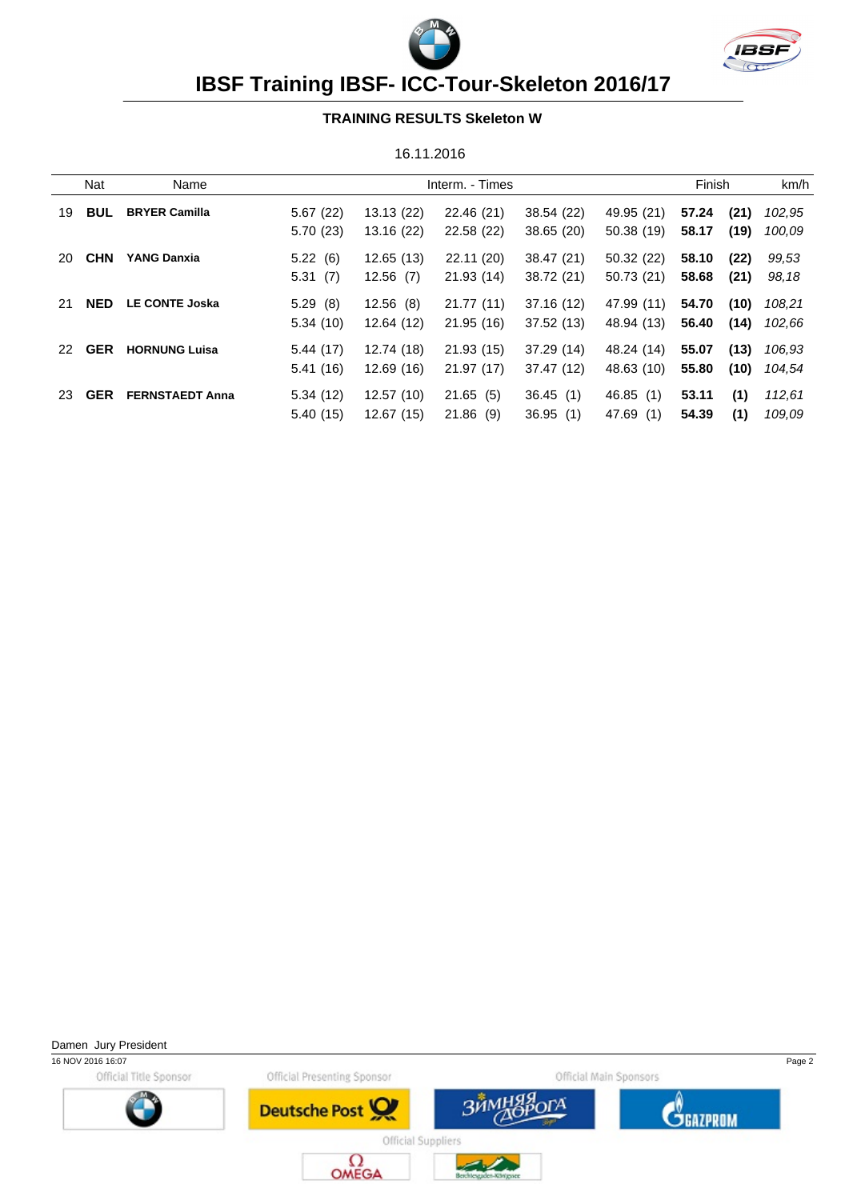# IBSF Training IBSF- ICC-Tour-Skeleton 2016/17

### TRAINING RESULTS Skeleton W

16.11.2016

| | Nat | Name | Interm. - Times | | | | | Finish | | km/h |
|---|---|---|---|---|---|---|---|---|---|---|
| 19 | **BUL** | **BRYER Camilla** | 5.67 (22) | 13.13 (22) | 22.46 (21) | 38.54 (22) | 49.95 (21) | **57.24** | **(21)** | *102,95* |
| | | | 5.70 (23) | 13.16 (22) | 22.58 (22) | 38.65 (20) | 50.38 (19) | **58.17** | **(19)** | *100,09* |
| 20 | **CHN** | **YANG Danxia** | 5.22 (6) | 12.65 (13) | 22.11 (20) | 38.47 (21) | 50.32 (22) | **58.10** | **(22)** | *99,53* |
| | | | 5.31 (7) | 12.56 (7) | 21.93 (14) | 38.72 (21) | 50.73 (21) | **58.68** | **(21)** | *98,18* |
| 21 | **NED** | **LE CONTE Joska** | 5.29 (8) | 12.56 (8) | 21.77 (11) | 37.16 (12) | 47.99 (11) | **54.70** | **(10)** | *108,21* |
| | | | 5.34 (10) | 12.64 (12) | 21.95 (16) | 37.52 (13) | 48.94 (13) | **56.40** | **(14)** | *102,66* |
| 22 | **GER** | **HORNUNG Luisa** | 5.44 (17) | 12.74 (18) | 21.93 (15) | 37.29 (14) | 48.24 (14) | **55.07** | **(13)** | *106,93* |
| | | | 5.41 (16) | 12.69 (16) | 21.97 (17) | 37.47 (12) | 48.63 (10) | **55.80** | **(10)** | *104,54* |
| 23 | **GER** | **FERNSTAEDT Anna** | 5.34 (12) | 12.57 (10) | 21.65 (5) | 36.45 (1) | 46.85 (1) | **53.11** | **(1)** | *112,61* |
| | | | 5.40 (15) | 12.67 (15) | 21.86 (9) | 36.95 (1) | 47.69 (1) | **54.39** | **(1)** | *109,09* |

Damen Jury President

16 NOV 2016 16:07

Official Title Sponsor | Official Presenting Sponsor | Official Main Sponsors | Official Suppliers